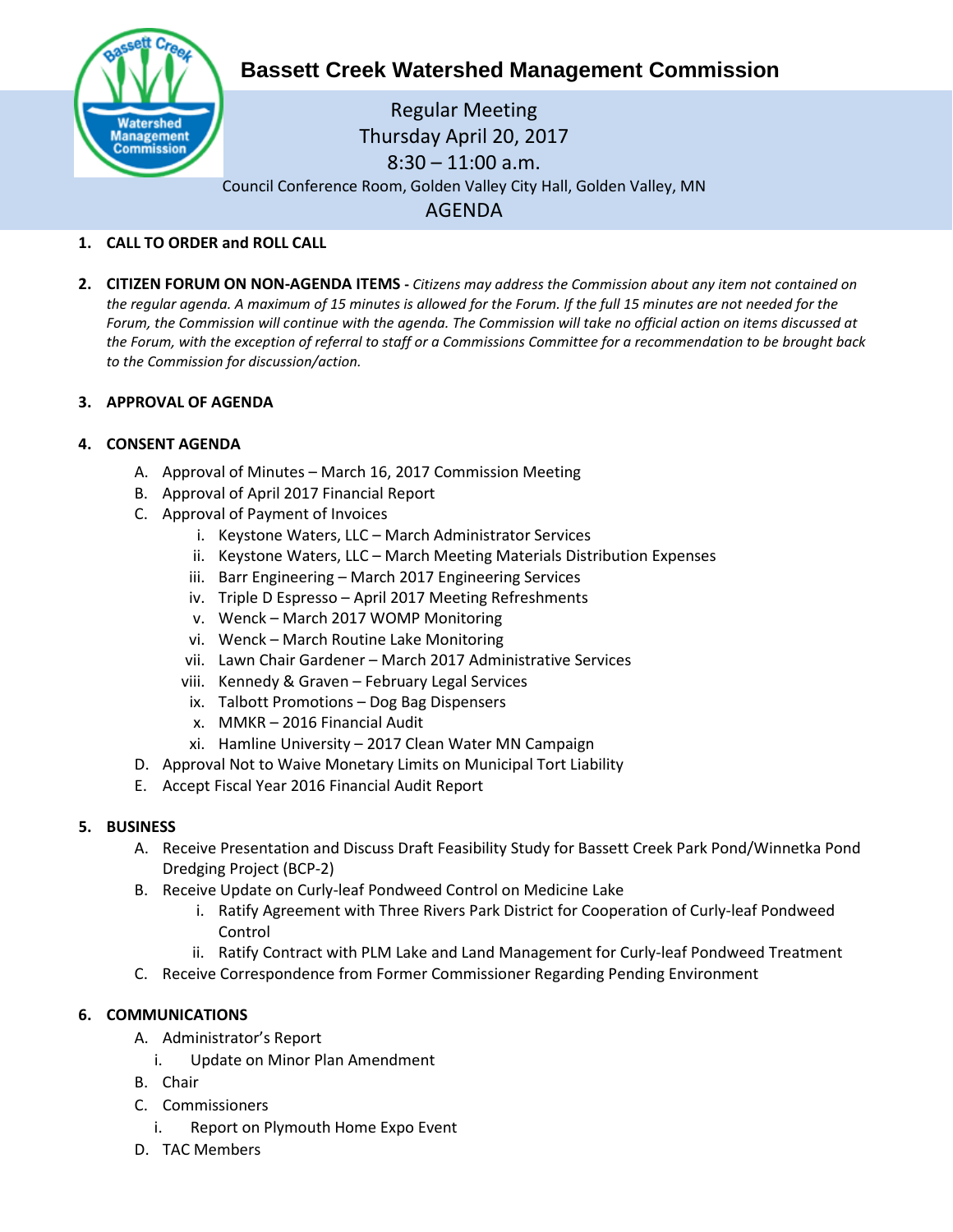# Bassett Creek Watershed Management Commission

Regular Meeting
Thursday April 20, 2017
8:30 – 11:00 a.m.
Council Conference Room, Golden Valley City Hall, Golden Valley, MN

## AGENDA

1. **CALL TO ORDER and ROLL CALL**

2. **CITIZEN FORUM ON NON-AGENDA ITEMS -** *Citizens may address the Commission about any item not contained on the regular agenda. A maximum of 15 minutes is allowed for the Forum. If the full 15 minutes are not needed for the Forum, the Commission will continue with the agenda. The Commission will take no official action on items discussed at the Forum, with the exception of referral to staff or a Commissions Committee for a recommendation to be brought back to the Commission for discussion/action.*

3. **APPROVAL OF AGENDA**

4. **CONSENT AGENDA**
   - A. Approval of Minutes – March 16, 2017 Commission Meeting
   - B. Approval of April 2017 Financial Report
   - C. Approval of Payment of Invoices
     - i. Keystone Waters, LLC – March Administrator Services
     - ii. Keystone Waters, LLC – March Meeting Materials Distribution Expenses
     - iii. Barr Engineering – March 2017 Engineering Services
     - iv. Triple D Espresso – April 2017 Meeting Refreshments
     - v. Wenck – March 2017 WOMP Monitoring
     - vi. Wenck – March Routine Lake Monitoring
     - vii. Lawn Chair Gardener – March 2017 Administrative Services
     - viii. Kennedy & Graven – February Legal Services
     - ix. Talbott Promotions – Dog Bag Dispensers
     - x. MMKR – 2016 Financial Audit
     - xi. Hamline University – 2017 Clean Water MN Campaign
   - D. Approval Not to Waive Monetary Limits on Municipal Tort Liability
   - E. Accept Fiscal Year 2016 Financial Audit Report

5. **BUSINESS**
   - A. Receive Presentation and Discuss Draft Feasibility Study for Bassett Creek Park Pond/Winnetka Pond Dredging Project (BCP-2)
   - B. Receive Update on Curly-leaf Pondweed Control on Medicine Lake
     - i. Ratify Agreement with Three Rivers Park District for Cooperation of Curly-leaf Pondweed Control
     - ii. Ratify Contract with PLM Lake and Land Management for Curly-leaf Pondweed Treatment
   - C. Receive Correspondence from Former Commissioner Regarding Pending Environment

6. **COMMUNICATIONS**
   - A. Administrator's Report
     - i. Update on Minor Plan Amendment
   - B. Chair
   - C. Commissioners
     - i. Report on Plymouth Home Expo Event
   - D. TAC Members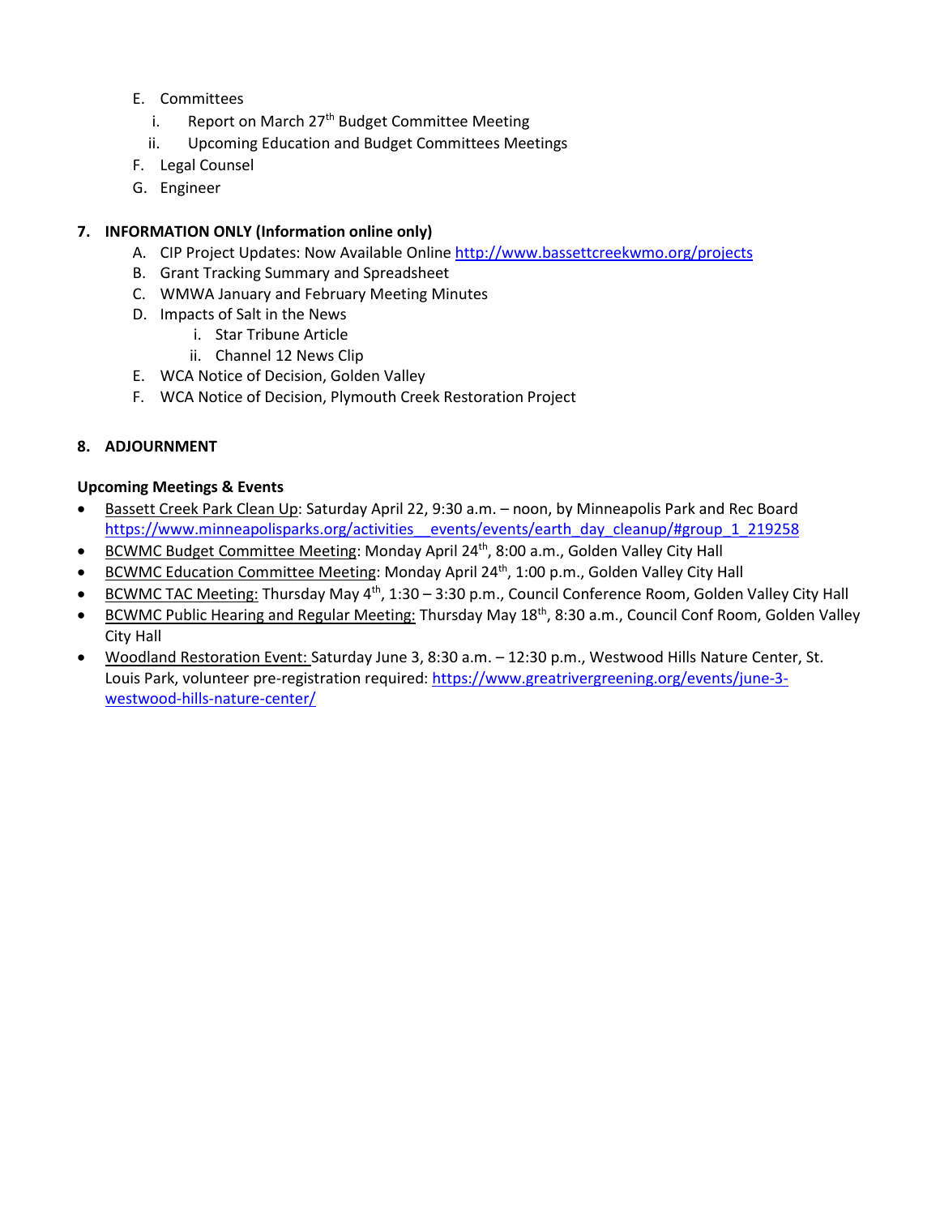E. Committees
   i. Report on March 27th Budget Committee Meeting
   ii. Upcoming Education and Budget Committees Meetings
F. Legal Counsel
G. Engineer

**7. INFORMATION ONLY (Information online only)**

A. CIP Project Updates: Now Available Online http://www.bassettcreekwmo.org/projects
B. Grant Tracking Summary and Spreadsheet
C. WMWA January and February Meeting Minutes
D. Impacts of Salt in the News
   i. Star Tribune Article
   ii. Channel 12 News Clip
E. WCA Notice of Decision, Golden Valley
F. WCA Notice of Decision, Plymouth Creek Restoration Project

**8. ADJOURNMENT**

**Upcoming Meetings & Events**

- Bassett Creek Park Clean Up: Saturday April 22, 9:30 a.m. – noon, by Minneapolis Park and Rec Board https://www.minneapolisparks.org/activities__events/events/earth_day_cleanup/#group_1_219258
- BCWMC Budget Committee Meeting: Monday April 24th, 8:00 a.m., Golden Valley City Hall
- BCWMC Education Committee Meeting: Monday April 24th, 1:00 p.m., Golden Valley City Hall
- BCWMC TAC Meeting: Thursday May 4th, 1:30 – 3:30 p.m., Council Conference Room, Golden Valley City Hall
- BCWMC Public Hearing and Regular Meeting: Thursday May 18th, 8:30 a.m., Council Conf Room, Golden Valley City Hall
- Woodland Restoration Event: Saturday June 3, 8:30 a.m. – 12:30 p.m., Westwood Hills Nature Center, St. Louis Park, volunteer pre-registration required: https://www.greatrivergreening.org/events/june-3-westwood-hills-nature-center/